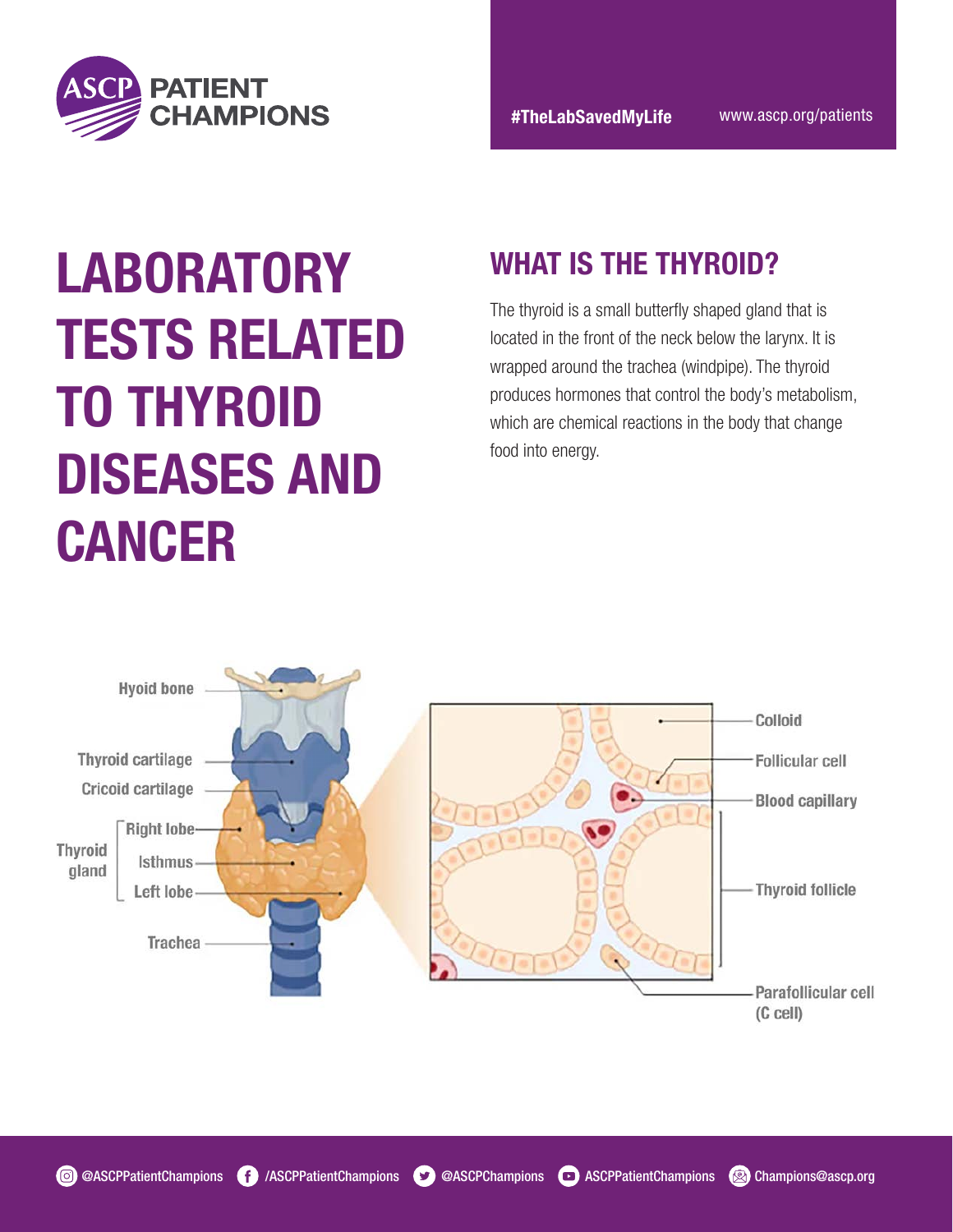# LABORATORY TESTS RELATED TO THYROID DISEASES AND CANCER

## WHAT IS THE THYROID?

The thyroid is a small butterfly shaped gland that is located in the front of the neck below the larynx. It is wrapped around the trachea (windpipe). The thyroid produces hormones that control the body's metabolism, which are chemical reactions in the body that change food into energy.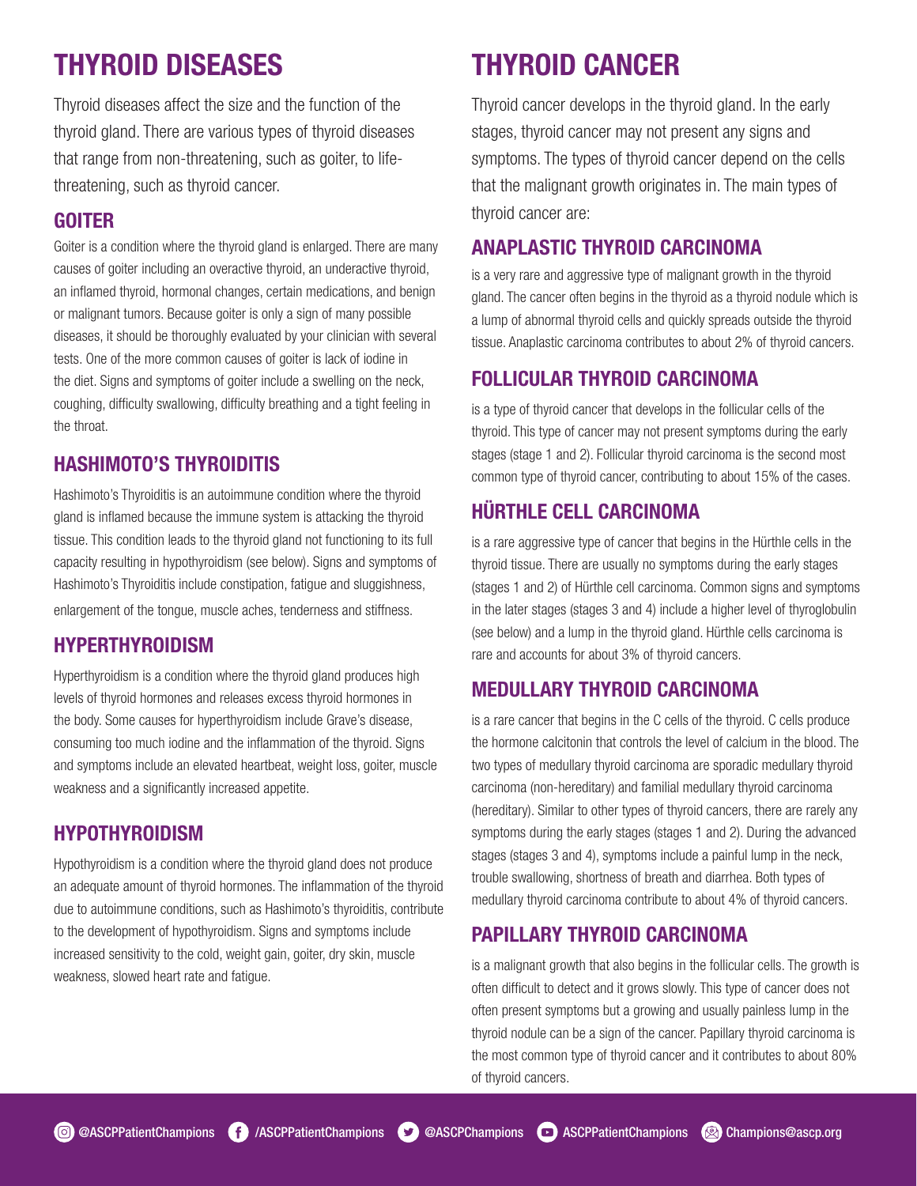# THYROID DISEASES

Thyroid diseases affect the size and the function of the thyroid gland. There are various types of thyroid diseases that range from non-threatening, such as goiter, to life-threatening, such as thyroid cancer.

## GOITER

Goiter is a condition where the thyroid gland is enlarged. There are many causes of goiter including an overactive thyroid, an underactive thyroid, an inflamed thyroid, hormonal changes, certain medications, and benign or malignant tumors. Because goiter is only a sign of many possible diseases, it should be thoroughly evaluated by your clinician with several tests. One of the more common causes of goiter is lack of iodine in the diet. Signs and symptoms of goiter include a swelling on the neck, coughing, difficulty swallowing, difficulty breathing and a tight feeling in the throat.

## HASHIMOTO'S THYROIDITIS

Hashimoto's Thyroiditis is an autoimmune condition where the thyroid gland is inflamed because the immune system is attacking the thyroid tissue. This condition leads to the thyroid gland not functioning to its full capacity resulting in hypothyroidism (see below). Signs and symptoms of Hashimoto's Thyroiditis include constipation, fatigue and sluggishness, enlargement of the tongue, muscle aches, tenderness and stiffness.

## HYPERTHYROIDISM

Hyperthyroidism is a condition where the thyroid gland produces high levels of thyroid hormones and releases excess thyroid hormones in the body. Some causes for hyperthyroidism include Grave's disease, consuming too much iodine and the inflammation of the thyroid. Signs and symptoms include an elevated heartbeat, weight loss, goiter, muscle weakness and a significantly increased appetite.

## HYPOTHYROIDISM

Hypothyroidism is a condition where the thyroid gland does not produce an adequate amount of thyroid hormones. The inflammation of the thyroid due to autoimmune conditions, such as Hashimoto's thyroiditis, contribute to the development of hypothyroidism. Signs and symptoms include increased sensitivity to the cold, weight gain, goiter, dry skin, muscle weakness, slowed heart rate and fatigue.

# THYROID CANCER

Thyroid cancer develops in the thyroid gland. In the early stages, thyroid cancer may not present any signs and symptoms. The types of thyroid cancer depend on the cells that the malignant growth originates in. The main types of thyroid cancer are:

## ANAPLASTIC THYROID CARCINOMA

is a very rare and aggressive type of malignant growth in the thyroid gland. The cancer often begins in the thyroid as a thyroid nodule which is a lump of abnormal thyroid cells and quickly spreads outside the thyroid tissue. Anaplastic carcinoma contributes to about 2% of thyroid cancers.

## FOLLICULAR THYROID CARCINOMA

is a type of thyroid cancer that develops in the follicular cells of the thyroid. This type of cancer may not present symptoms during the early stages (stage 1 and 2). Follicular thyroid carcinoma is the second most common type of thyroid cancer, contributing to about 15% of the cases.

## HÜRTHLE CELL CARCINOMA

is a rare aggressive type of cancer that begins in the Hürthle cells in the thyroid tissue. There are usually no symptoms during the early stages (stages 1 and 2) of Hürthle cell carcinoma. Common signs and symptoms in the later stages (stages 3 and 4) include a higher level of thyroglobulin (see below) and a lump in the thyroid gland. Hürthle cells carcinoma is rare and accounts for about 3% of thyroid cancers.

## MEDULLARY THYROID CARCINOMA

is a rare cancer that begins in the C cells of the thyroid. C cells produce the hormone calcitonin that controls the level of calcium in the blood. The two types of medullary thyroid carcinoma are sporadic medullary thyroid carcinoma (non-hereditary) and familial medullary thyroid carcinoma (hereditary). Similar to other types of thyroid cancers, there are rarely any symptoms during the early stages (stages 1 and 2). During the advanced stages (stages 3 and 4), symptoms include a painful lump in the neck, trouble swallowing, shortness of breath and diarrhea. Both types of medullary thyroid carcinoma contribute to about 4% of thyroid cancers.

## PAPILLARY THYROID CARCINOMA

is a malignant growth that also begins in the follicular cells. The growth is often difficult to detect and it grows slowly. This type of cancer does not often present symptoms but a growing and usually painless lump in the thyroid nodule can be a sign of the cancer. Papillary thyroid carcinoma is the most common type of thyroid cancer and it contributes to about 80% of thyroid cancers.

@ASCPPatientChampions /ASCPPatientChampions @ASCPChampions ASCPPatientChampions Champions@ascp.org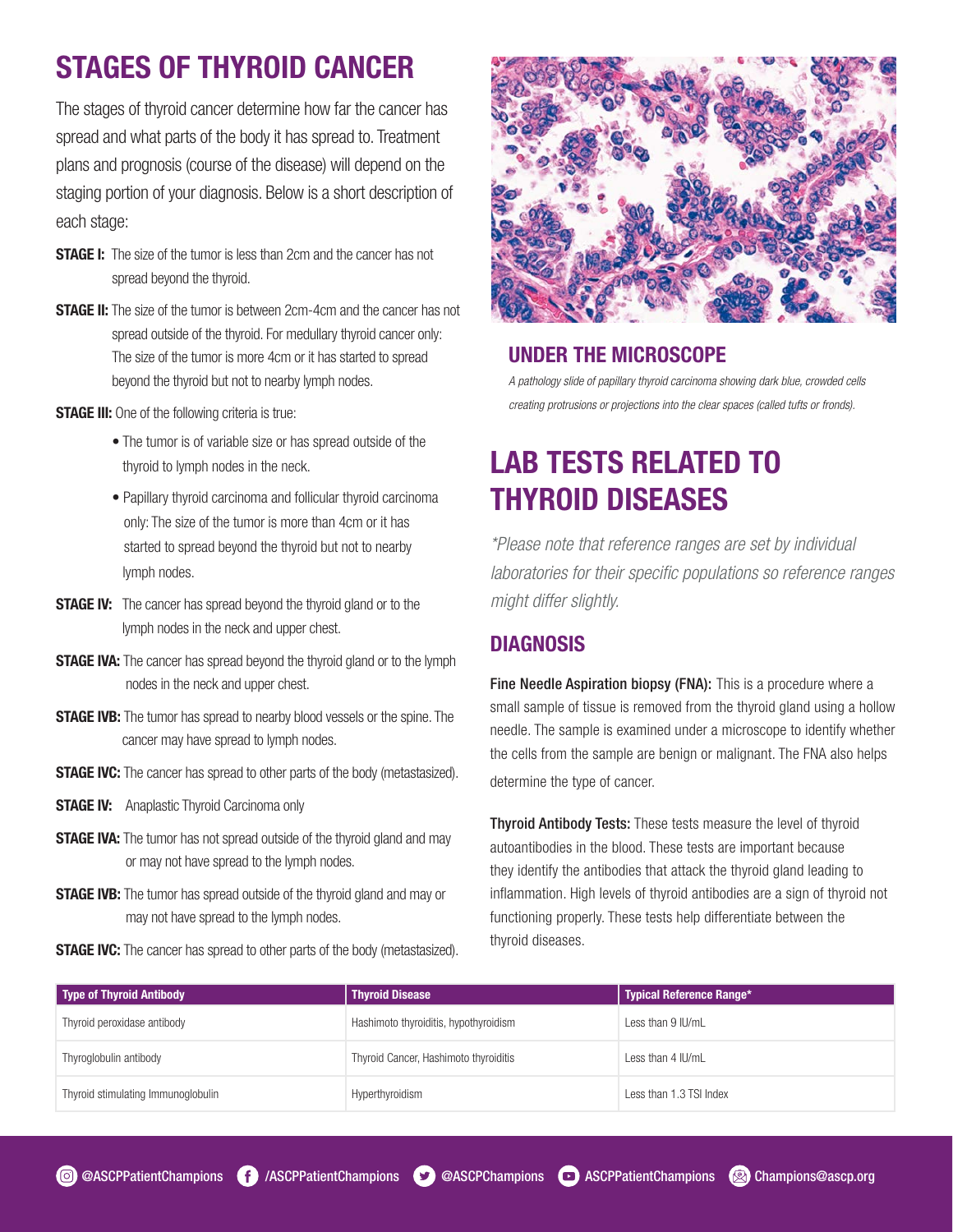# STAGES OF THYROID CANCER

The stages of thyroid cancer determine how far the cancer has spread and what parts of the body it has spread to. Treatment plans and prognosis (course of the disease) will depend on the staging portion of your diagnosis. Below is a short description of each stage:

**STAGE I:** The size of the tumor is less than 2cm and the cancer has not spread beyond the thyroid.

**STAGE II:** The size of the tumor is between 2cm-4cm and the cancer has not spread outside of the thyroid. For medullary thyroid cancer only: The size of the tumor is more 4cm or it has started to spread beyond the thyroid but not to nearby lymph nodes.

**STAGE III:** One of the following criteria is true:

- The tumor is of variable size or has spread outside of the thyroid to lymph nodes in the neck.
- Papillary thyroid carcinoma and follicular thyroid carcinoma only: The size of the tumor is more than 4cm or it has started to spread beyond the thyroid but not to nearby lymph nodes.

**STAGE IV:** The cancer has spread beyond the thyroid gland or to the lymph nodes in the neck and upper chest.

**STAGE IVA:** The cancer has spread beyond the thyroid gland or to the lymph nodes in the neck and upper chest.

**STAGE IVB:** The tumor has spread to nearby blood vessels or the spine. The cancer may have spread to lymph nodes.

**STAGE IVC:** The cancer has spread to other parts of the body (metastasized).

**STAGE IV:** Anaplastic Thyroid Carcinoma only

**STAGE IVA:** The tumor has not spread outside of the thyroid gland and may or may not have spread to the lymph nodes.

**STAGE IVB:** The tumor has spread outside of the thyroid gland and may or may not have spread to the lymph nodes.

**STAGE IVC:** The cancer has spread to other parts of the body (metastasized).

## UNDER THE MICROSCOPE

*A pathology slide of papillary thyroid carcinoma showing dark blue, crowded cells creating protrusions or projections into the clear spaces (called tufts or fronds).*

# LAB TESTS RELATED TO THYROID DISEASES

*\*Please note that reference ranges are set by individual laboratories for their specific populations so reference ranges might differ slightly.*

## DIAGNOSIS

**Fine Needle Aspiration biopsy (FNA):** This is a procedure where a small sample of tissue is removed from the thyroid gland using a hollow needle. The sample is examined under a microscope to identify whether the cells from the sample are benign or malignant. The FNA also helps determine the type of cancer.

**Thyroid Antibody Tests:** These tests measure the level of thyroid autoantibodies in the blood. These tests are important because they identify the antibodies that attack the thyroid gland leading to inflammation. High levels of thyroid antibodies are a sign of thyroid not functioning properly. These tests help differentiate between the thyroid diseases.

| Type of Thyroid Antibody | Thyroid Disease | Typical Reference Range* |
|---|---|---|
| Thyroid peroxidase antibody | Hashimoto thyroiditis, hypothyroidism | Less than 9 IU/mL |
| Thyroglobulin antibody | Thyroid Cancer, Hashimoto thyroiditis | Less than 4 IU/mL |
| Thyroid stimulating Immunoglobulin | Hyperthyroidism | Less than 1.3 TSI Index |

@ASCPPatientChampions /ASCPPatientChampions @ASCPChampions ASCPPatientChampions Champions@ascp.org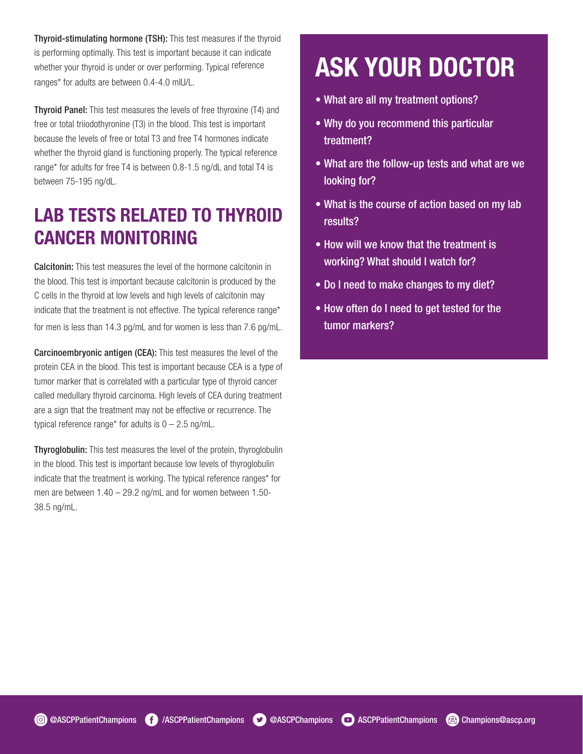**Thyroid-stimulating hormone (TSH):** This test measures if the thyroid is performing optimally. This test is important because it can indicate whether your thyroid is under or over performing. Typical reference ranges* for adults are between 0.4-4.0 mIU/L.

**Thyroid Panel:** This test measures the levels of free thyroxine (T4) and free or total triiodothyronine (T3) in the blood. This test is important because the levels of free or total T3 and free T4 hormones indicate whether the thyroid gland is functioning properly. The typical reference range* for adults for free T4 is between 0.8-1.5 ng/dL and total T4 is between 75-195 ng/dL.

## LAB TESTS RELATED TO THYROID CANCER MONITORING

**Calcitonin:** This test measures the level of the hormone calcitonin in the blood. This test is important because calcitonin is produced by the C cells in the thyroid at low levels and high levels of calcitonin may indicate that the treatment is not effective. The typical reference range* for men is less than 14.3 pg/mL and for women is less than 7.6 pg/mL.

**Carcinoembryonic antigen (CEA):** This test measures the level of the protein CEA in the blood. This test is important because CEA is a type of tumor marker that is correlated with a particular type of thyroid cancer called medullary thyroid carcinoma. High levels of CEA during treatment are a sign that the treatment may not be effective or recurrence. The typical reference range* for adults is 0 – 2.5 ng/mL.

**Thyroglobulin:** This test measures the level of the protein, thyroglobulin in the blood. This test is important because low levels of thyroglobulin indicate that the treatment is working. The typical reference ranges* for men are between 1.40 – 29.2 ng/mL and for women between 1.50-38.5 ng/mL.

## ASK YOUR DOCTOR

- What are all my treatment options?
- Why do you recommend this particular treatment?
- What are the follow-up tests and what are we looking for?
- What is the course of action based on my lab results?
- How will we know that the treatment is working? What should I watch for?
- Do I need to make changes to my diet?
- How often do I need to get tested for the tumor markers?

@ASCPPatientChampions /ASCPPatientChampions @ASCPChampions ASCPPatientChampions Champions@ascp.org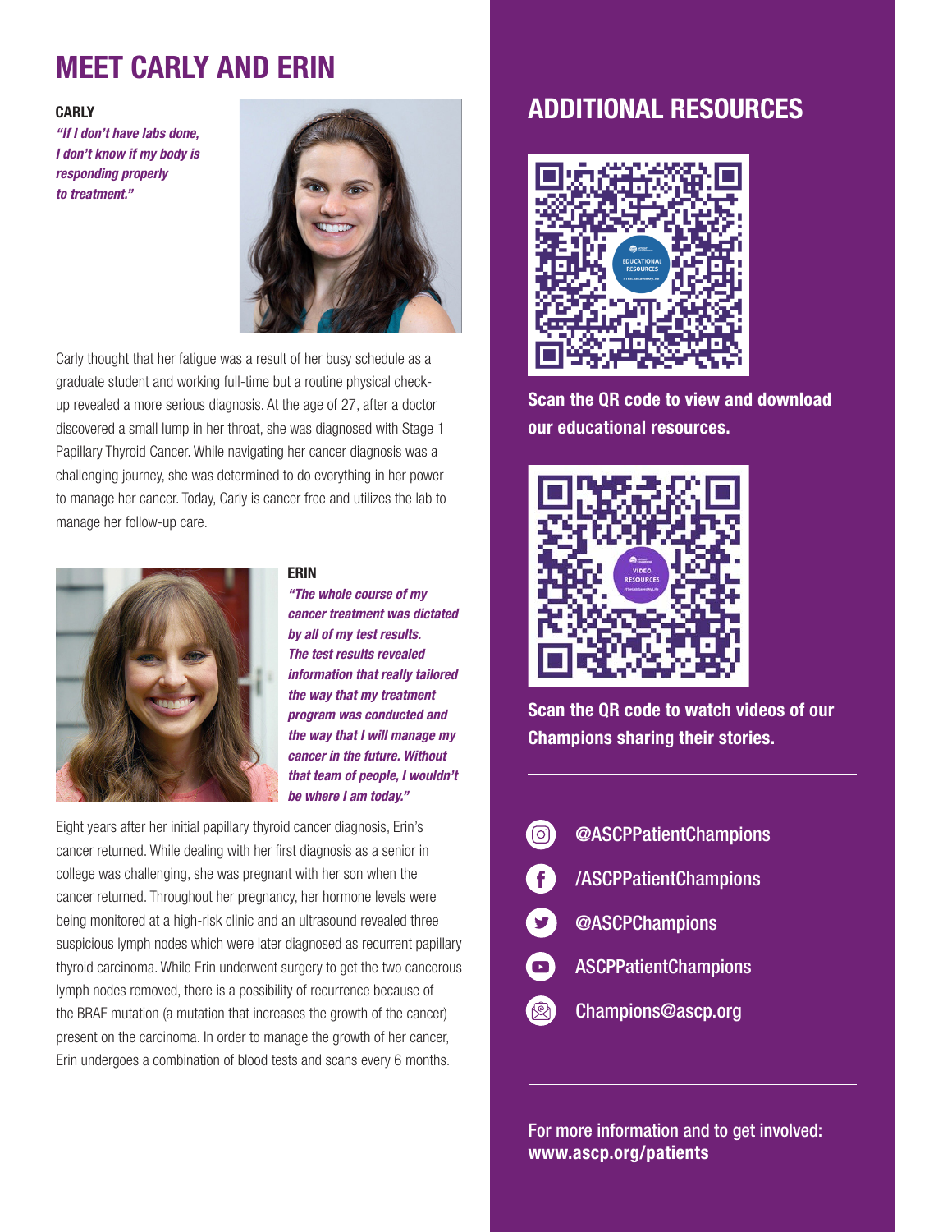# MEET CARLY AND ERIN

### CARLY

***"If I don't have labs done, I don't know if my body is responding properly to treatment."***

Carly thought that her fatigue was a result of her busy schedule as a graduate student and working full-time but a routine physical check-up revealed a more serious diagnosis. At the age of 27, after a doctor discovered a small lump in her throat, she was diagnosed with Stage 1 Papillary Thyroid Cancer. While navigating her cancer diagnosis was a challenging journey, she was determined to do everything in her power to manage her cancer. Today, Carly is cancer free and utilizes the lab to manage her follow-up care.

### ERIN

***"The whole course of my cancer treatment was dictated by all of my test results. The test results revealed information that really tailored the way that my treatment program was conducted and the way that I will manage my cancer in the future. Without that team of people, I wouldn't be where I am today."***

Eight years after her initial papillary thyroid cancer diagnosis, Erin's cancer returned. While dealing with her first diagnosis as a senior in college was challenging, she was pregnant with her son when the cancer returned. Throughout her pregnancy, her hormone levels were being monitored at a high-risk clinic and an ultrasound revealed three suspicious lymph nodes which were later diagnosed as recurrent papillary thyroid carcinoma. While Erin underwent surgery to get the two cancerous lymph nodes removed, there is a possibility of recurrence because of the BRAF mutation (a mutation that increases the growth of the cancer) present on the carcinoma. In order to manage the growth of her cancer, Erin undergoes a combination of blood tests and scans every 6 months.

## ADDITIONAL RESOURCES

**Scan the QR code to view and download our educational resources.**

**Scan the QR code to watch videos of our Champions sharing their stories.**

@ASCPPatientChampions

/ASCPPatientChampions

@ASCPChampions

ASCPPatientChampions

Champions@ascp.org

For more information and to get involved:
**www.ascp.org/patients**